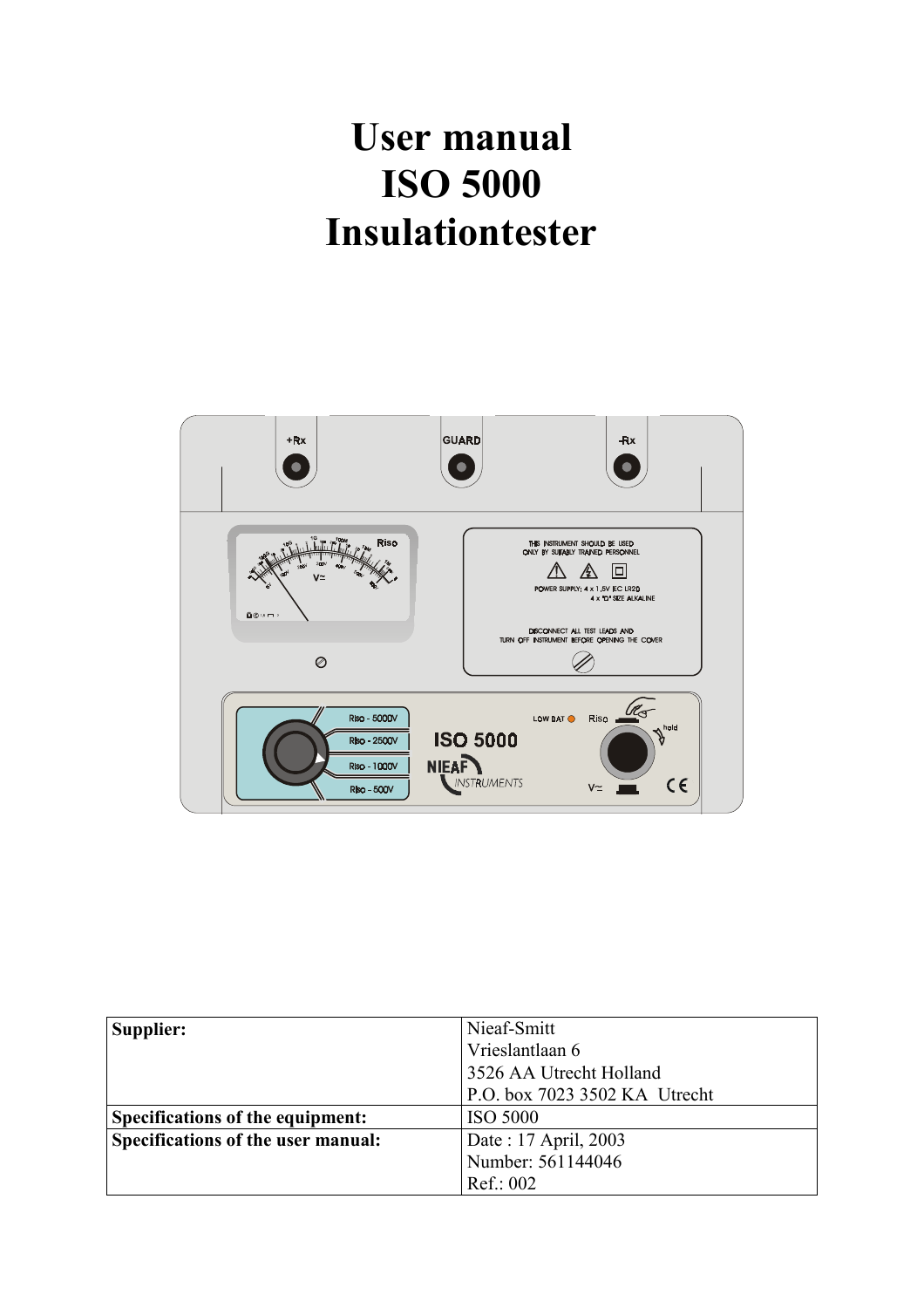# User manual
# ISO 5000
# Insulationtester

| | |
|---|---|
| **Supplier:** | Nieaf-Smitt<br>Vrieslantlaan 6<br>3526 AA Utrecht Holland<br>P.O. box 7023 3502 KA Utrecht |
| **Specifications of the equipment:** | ISO 5000 |
| **Specifications of the user manual:** | Date : 17 April, 2003<br>Number: 561144046<br>Ref.: 002 |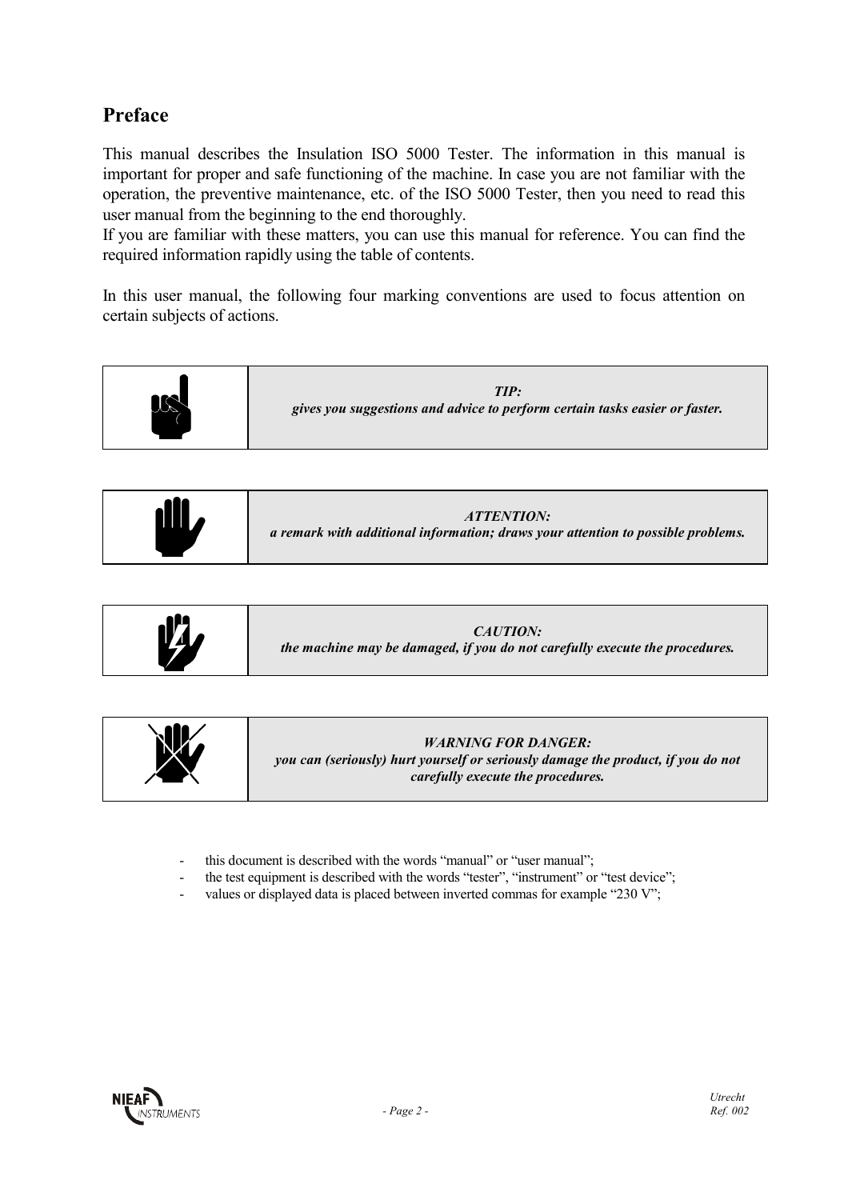## Preface

This manual describes the Insulation ISO 5000 Tester. The information in this manual is important for proper and safe functioning of the machine. In case you are not familiar with the operation, the preventive maintenance, etc. of the ISO 5000 Tester, then you need to read this user manual from the beginning to the end thoroughly.
If you are familiar with these matters, you can use this manual for reference. You can find the required information rapidly using the table of contents.

In this user manual, the following four marking conventions are used to focus attention on certain subjects of actions.

| | |
|---|---|
| | ***TIP:*** <br> ***gives you suggestions and advice to perform certain tasks easier or faster.*** |

| | |
|---|---|
| | ***ATTENTION:*** <br> ***a remark with additional information; draws your attention to possible problems.*** |

| | |
|---|---|
| | ***CAUTION:*** <br> ***the machine may be damaged, if you do not carefully execute the procedures.*** |

| | |
|---|---|
| | ***WARNING FOR DANGER:*** <br> ***you can (seriously) hurt yourself or seriously damage the product, if you do not carefully execute the procedures.*** |

- this document is described with the words “manual” or “user manual”;
- the test equipment is described with the words “tester”, “instrument” or “test device”;
- values or displayed data is placed between inverted commas for example “230 V”;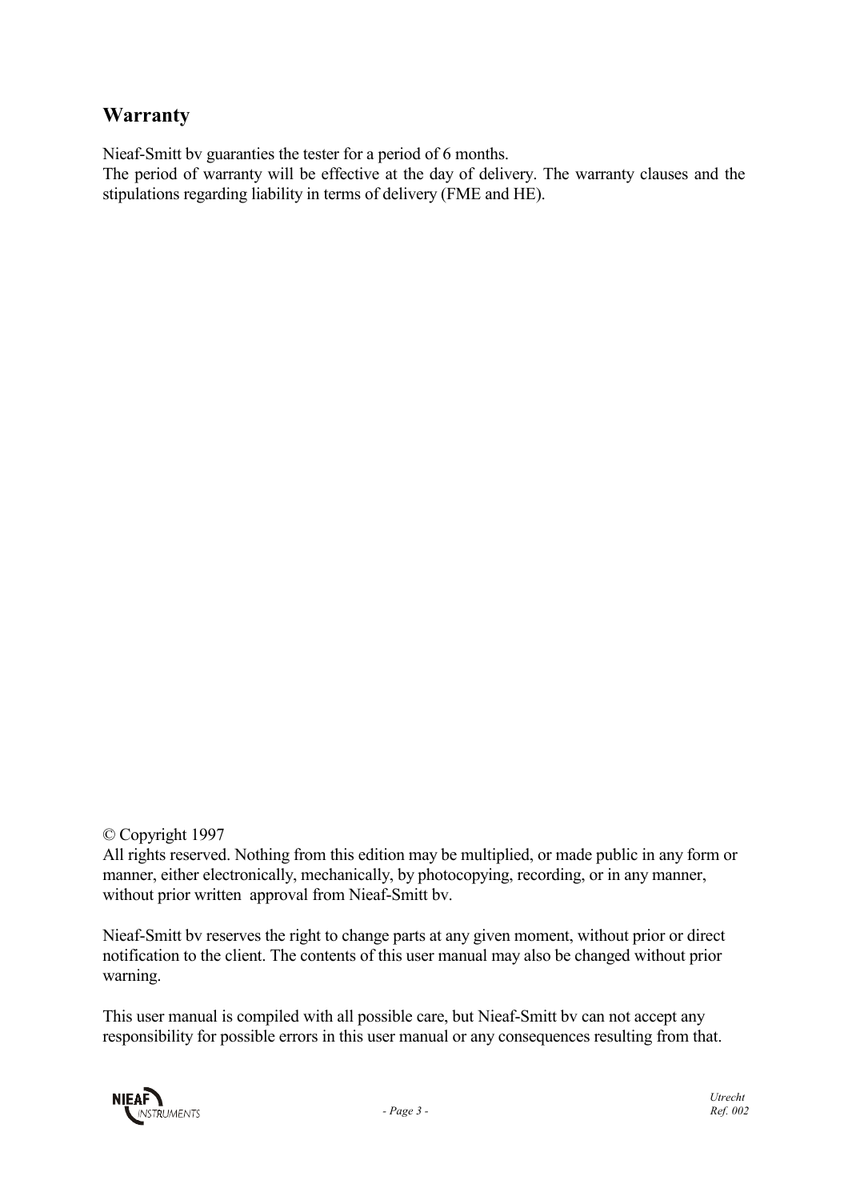## Warranty

Nieaf-Smitt bv guaranties the tester for a period of 6 months.
The period of warranty will be effective at the day of delivery. The warranty clauses and the stipulations regarding liability in terms of delivery (FME and HE).

© Copyright 1997
All rights reserved. Nothing from this edition may be multiplied, or made public in any form or manner, either electronically, mechanically, by photocopying, recording, or in any manner, without prior written approval from Nieaf-Smitt bv.

Nieaf-Smitt bv reserves the right to change parts at any given moment, without prior or direct notification to the client. The contents of this user manual may also be changed without prior warning.

This user manual is compiled with all possible care, but Nieaf-Smitt bv can not accept any responsibility for possible errors in this user manual or any consequences resulting from that.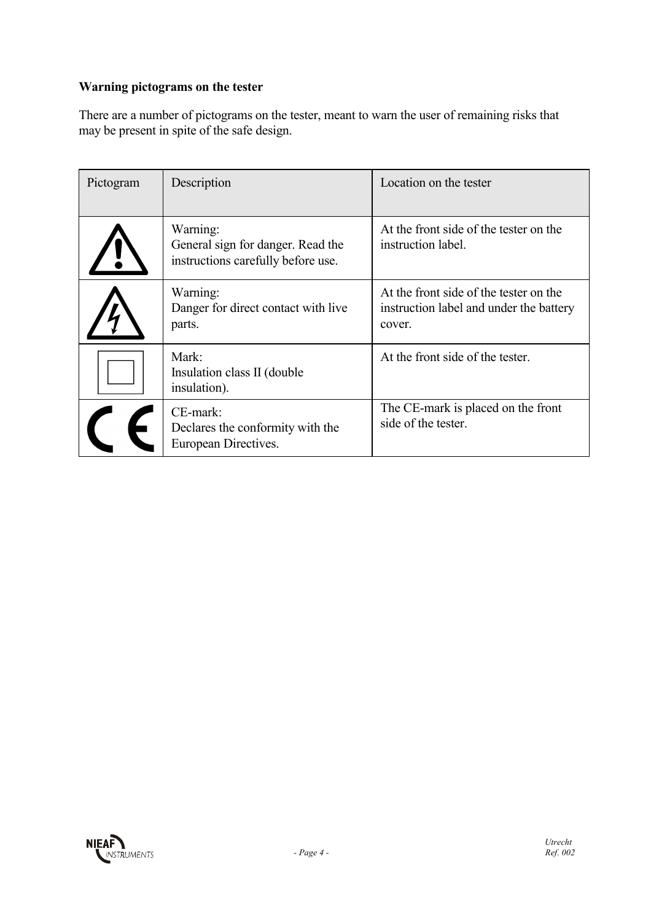**Warning pictograms on the tester**

There are a number of pictograms on the tester, meant to warn the user of remaining risks that may be present in spite of the safe design.

| Pictogram | Description | Location on the tester |
| --- | --- | --- |
| | Warning:<br>General sign for danger. Read the instructions carefully before use. | At the front side of the tester on the instruction label. |
| | Warning:<br>Danger for direct contact with live parts. | At the front side of the tester on the instruction label and under the battery cover. |
| | Mark:<br>Insulation class II (double insulation). | At the front side of the tester. |
| | CE-mark:<br>Declares the conformity with the European Directives. | The CE-mark is placed on the front side of the tester. |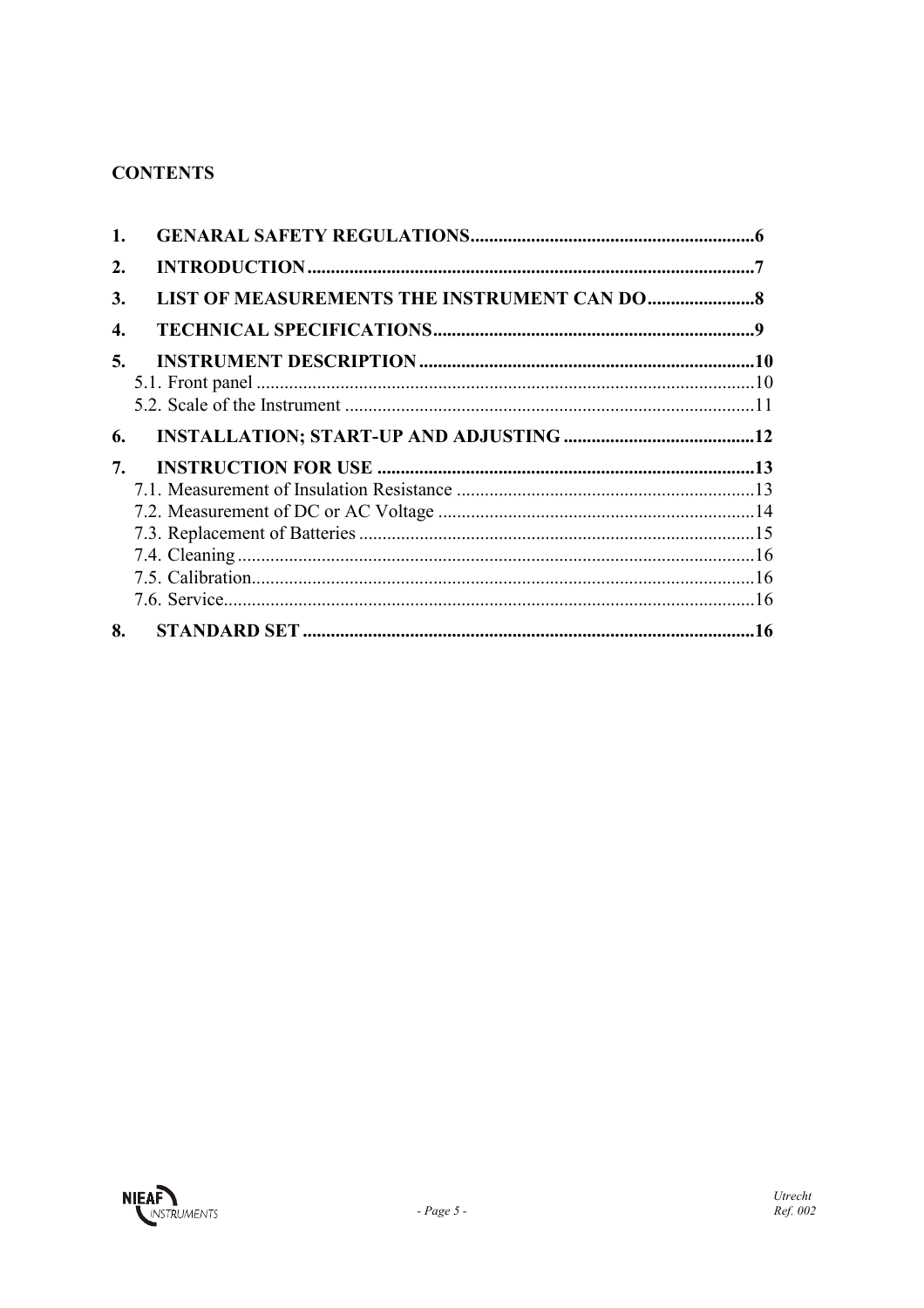## CONTENTS

**1. GENARAL SAFETY REGULATIONS....................................................6**

**2. INTRODUCTION.......................................................................................7**

**3. LIST OF MEASUREMENTS THE INSTRUMENT CAN DO.......................8**

**4. TECHNICAL SPECIFICATIONS....................................................................9**

**5. INSTRUMENT DESCRIPTION.......................................................................10**

5.1. Front panel ..........................................................................................10

5.2. Scale of the Instrument .......................................................................11

**6. INSTALLATION; START-UP AND ADJUSTING .........................................12**

**7. INSTRUCTION FOR USE ...............................................................................13**

7.1. Measurement of Insulation Resistance ................................................13

7.2. Measurement of DC or AC Voltage ....................................................14

7.3. Replacement of Batteries .....................................................................15

7.4. Cleaning ..............................................................................................16

7.5. Calibration...........................................................................................16

7.6. Service.................................................................................................16

**8. STANDARD SET ...............................................................................................16**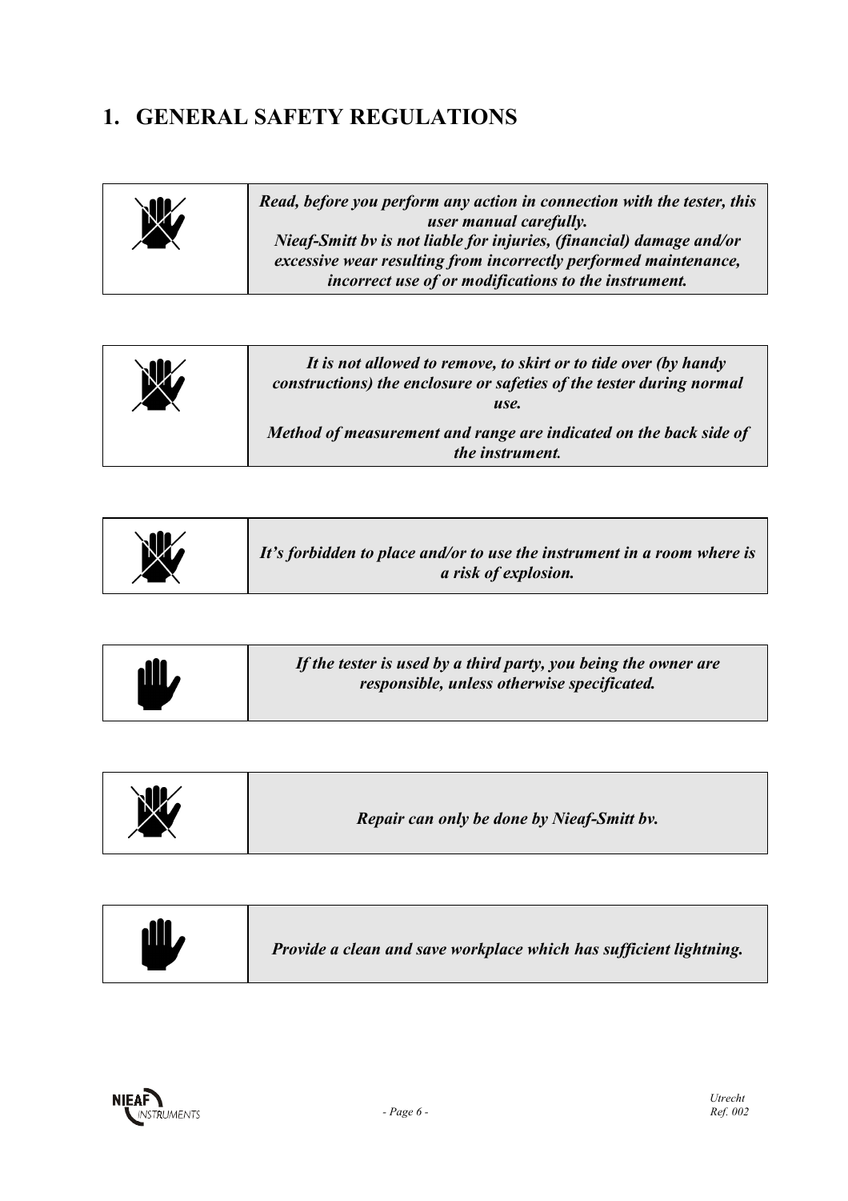# 1. GENERAL SAFETY REGULATIONS

***Read, before you perform any action in connection with the tester, this user manual carefully.***
***Nieaf-Smitt bv is not liable for injuries, (financial) damage and/or excessive wear resulting from incorrectly performed maintenance, incorrect use of or modifications to the instrument.***

***It is not allowed to remove, to skirt or to tide over (by handy constructions) the enclosure or safeties of the tester during normal use.***

***Method of measurement and range are indicated on the back side of the instrument.***

***It's forbidden to place and/or to use the instrument in a room where is a risk of explosion.***

***If the tester is used by a third party, you being the owner are responsible, unless otherwise specificated.***

***Repair can only be done by Nieaf-Smitt bv.***

***Provide a clean and save workplace which has sufficient lightning.***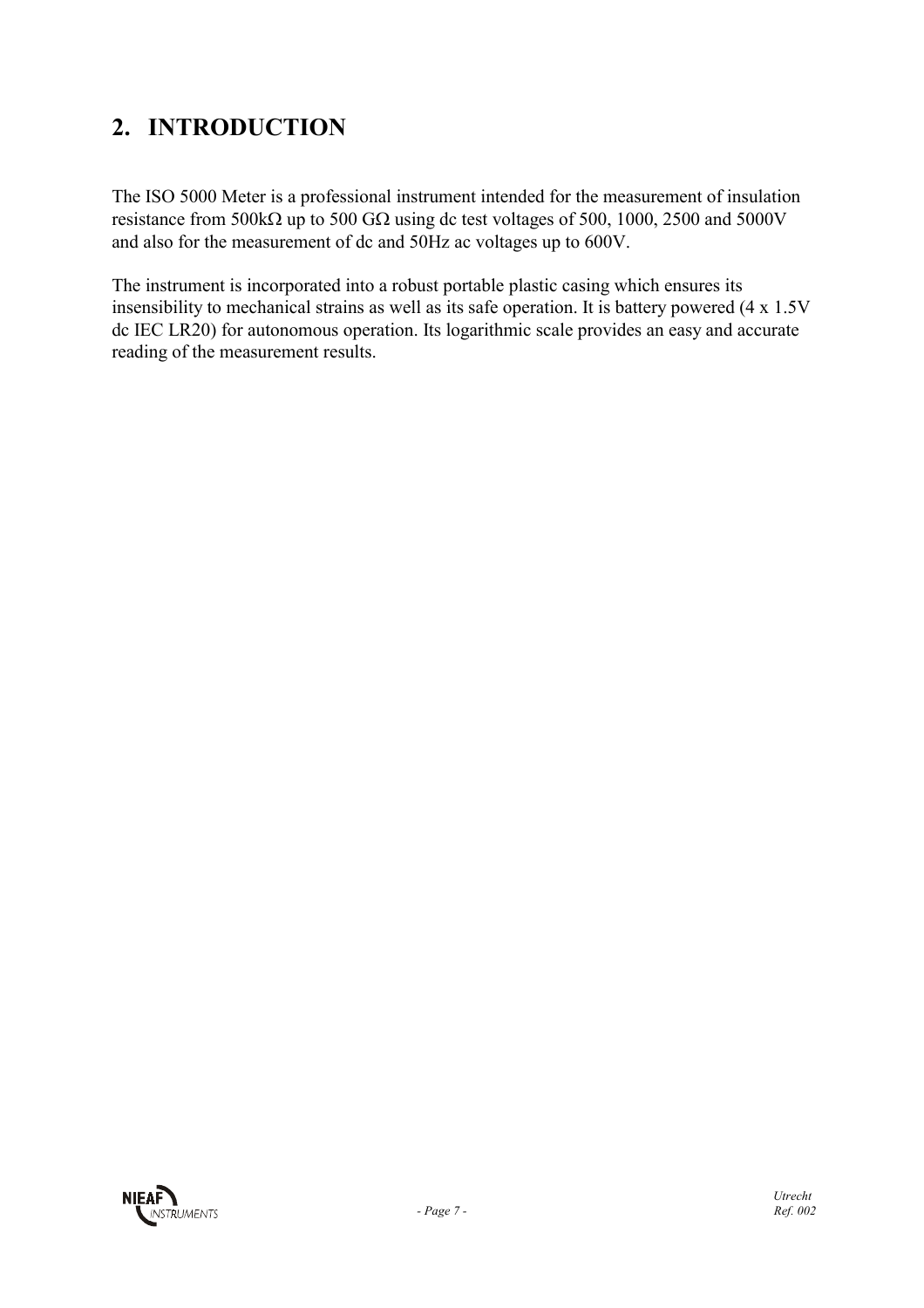## 2. INTRODUCTION

The ISO 5000 Meter is a professional instrument intended for the measurement of insulation resistance from 500kΩ up to 500 GΩ using dc test voltages of 500, 1000, 2500 and 5000V and also for the measurement of dc and 50Hz ac voltages up to 600V.

The instrument is incorporated into a robust portable plastic casing which ensures its insensibility to mechanical strains as well as its safe operation. It is battery powered (4 x 1.5V dc IEC LR20) for autonomous operation. Its logarithmic scale provides an easy and accurate reading of the measurement results.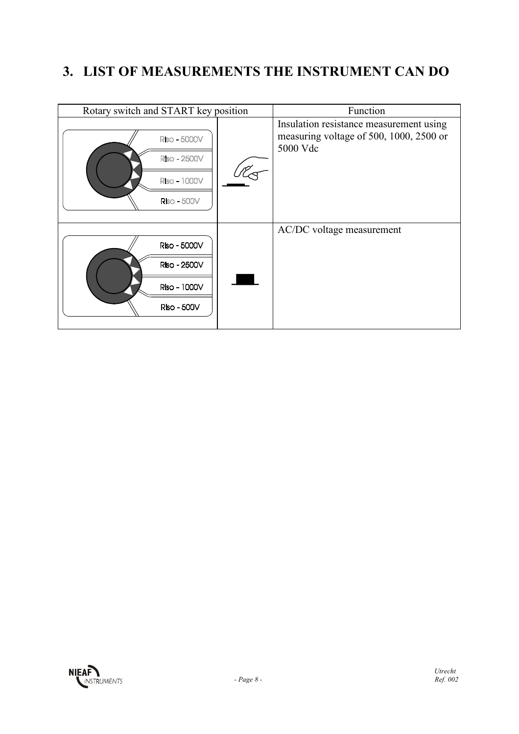# 3. LIST OF MEASUREMENTS THE INSTRUMENT CAN DO

| Rotary switch and START key position | | Function |
|---|---|---|
| RIso - 5000V<br>RIso - 2500V<br>RIso - 1000V<br>RIso - 500V | | Insulation resistance measurement using measuring voltage of 500, 1000, 2500 or 5000 Vdc |
| RIso - 5000V<br>RIso - 2500V<br>RIso - 1000V<br>RIso - 500V | | AC/DC voltage measurement |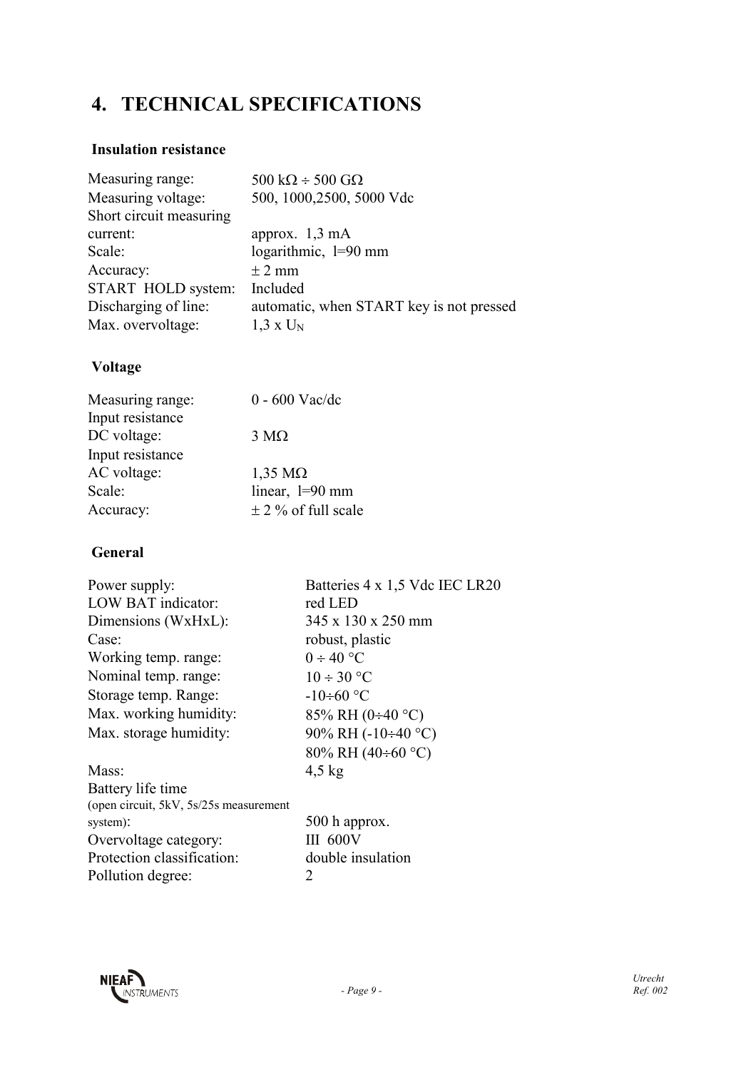# 4. TECHNICAL SPECIFICATIONS

### Insulation resistance

| | |
|---|---|
| Measuring range: | 500 kΩ ÷ 500 GΩ |
| Measuring voltage: | 500, 1000,2500, 5000 Vdc |
| Short circuit measuring current: | approx. 1,3 mA |
| Scale: | logarithmic, l=90 mm |
| Accuracy: | ± 2 mm |
| START HOLD system: | Included |
| Discharging of line: | automatic, when START key is not pressed |
| Max. overvoltage: | 1,3 x $U_N$ |

### Voltage

| | |
|---|---|
| Measuring range: | 0 - 600 Vac/dc |
| Input resistance DC voltage: | 3 MΩ |
| Input resistance AC voltage: | 1,35 MΩ |
| Scale: | linear, l=90 mm |
| Accuracy: | ± 2 % of full scale |

### General

| | |
|---|---|
| Power supply: | Batteries 4 x 1,5 Vdc IEC LR20 |
| LOW BAT indicator: | red LED |
| Dimensions (WxHxL): | 345 x 130 x 250 mm |
| Case: | robust, plastic |
| Working temp. range: | 0 ÷ 40 °C |
| Nominal temp. range: | 10 ÷ 30 °C |
| Storage temp. Range: | -10÷60 °C |
| Max. working humidity: | 85% RH (0÷40 °C) |
| Max. storage humidity: | 90% RH (-10÷40 °C)<br>80% RH (40÷60 °C) |
| Mass: | 4,5 kg |
| Battery life time (open circuit, 5kV, 5s/25s measurement system): | 500 h approx. |
| Overvoltage category: | III 600V |
| Protection classification: | double insulation |
| Pollution degree: | 2 |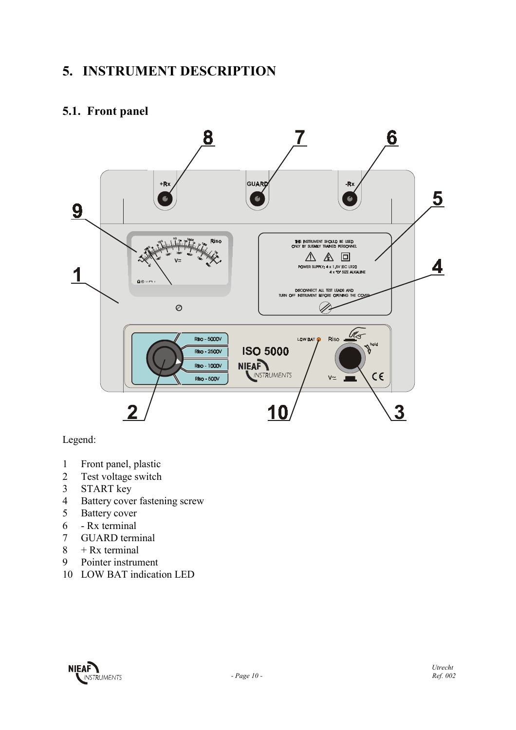# 5. INSTRUMENT DESCRIPTION

## 5.1. Front panel

Legend:

1 Front panel, plastic
2 Test voltage switch
3 START key
4 Battery cover fastening screw
5 Battery cover
6 - Rx terminal
7 GUARD terminal
8 + Rx terminal
9 Pointer instrument
10 LOW BAT indication LED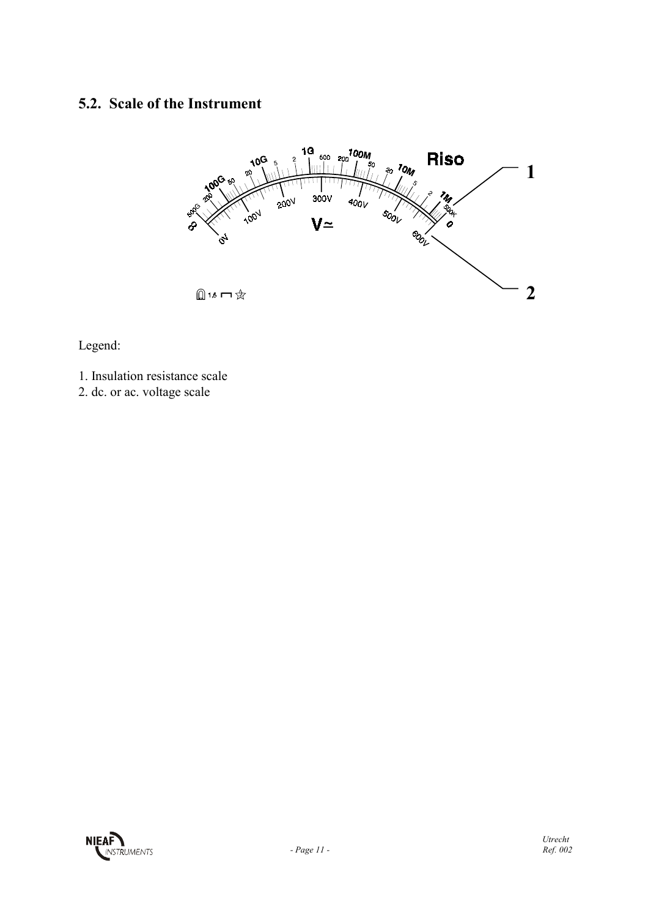## 5.2. Scale of the Instrument

Riso

∞ 500G 200 100G 50 20 10G 5 2 1G 500 200 100M 50 20 10M 5 2 1M 500K 0

0V 100V 200V 300V 400V 500V 600V

V≃

1

2

1,5

Legend:

1. Insulation resistance scale
2. dc. or ac. voltage scale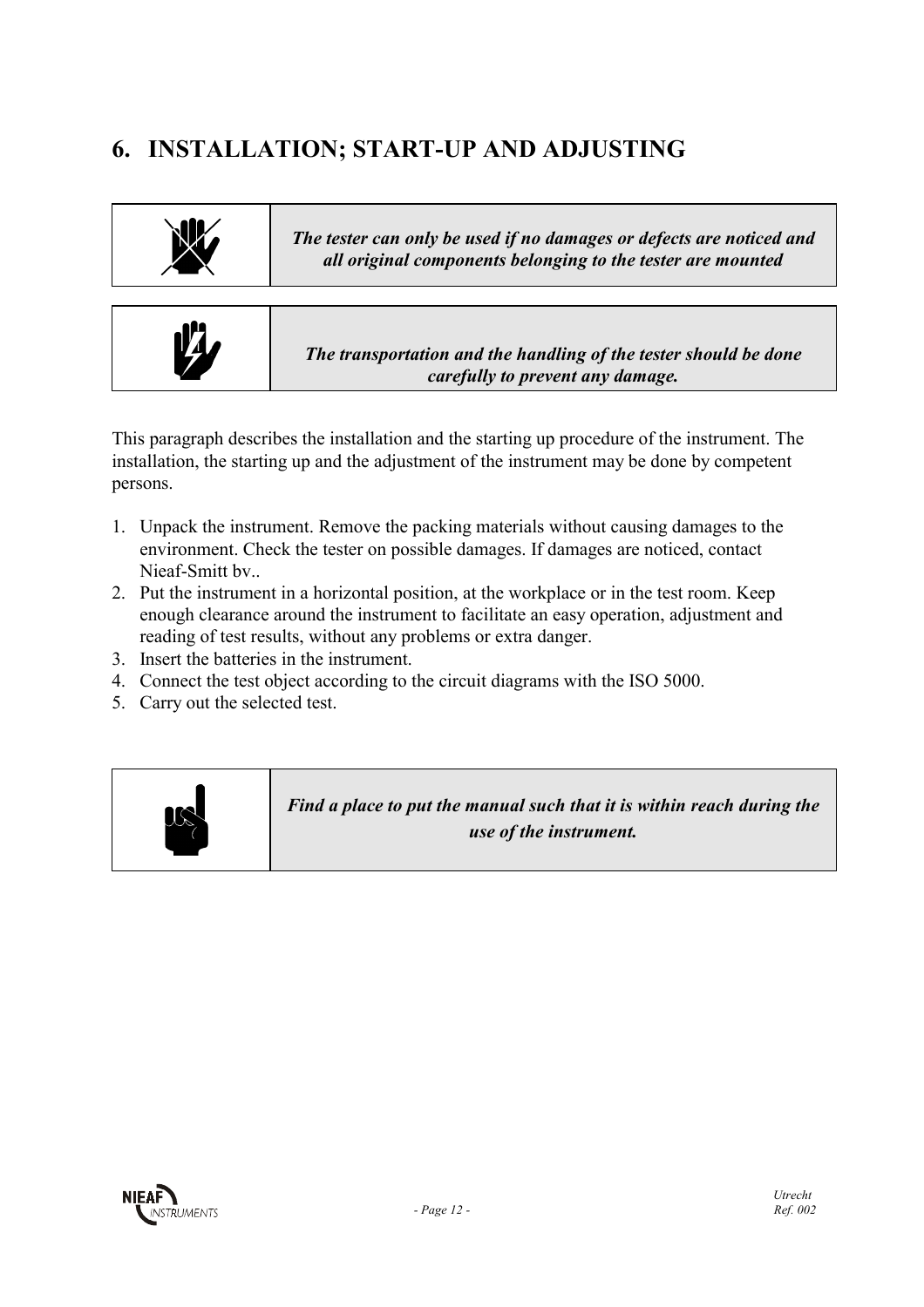# 6. INSTALLATION; START-UP AND ADJUSTING

| | |
|---|---|
| | ***The tester can only be used if no damages or defects are noticed and all original components belonging to the tester are mounted*** |

| | |
|---|---|
| | ***The transportation and the handling of the tester should be done carefully to prevent any damage.*** |

This paragraph describes the installation and the starting up procedure of the instrument. The installation, the starting up and the adjustment of the instrument may be done by competent persons.

1. Unpack the instrument. Remove the packing materials without causing damages to the environment. Check the tester on possible damages. If damages are noticed, contact Nieaf-Smitt bv..
2. Put the instrument in a horizontal position, at the workplace or in the test room. Keep enough clearance around the instrument to facilitate an easy operation, adjustment and reading of test results, without any problems or extra danger.
3. Insert the batteries in the instrument.
4. Connect the test object according to the circuit diagrams with the ISO 5000.
5. Carry out the selected test.

| | |
|---|---|
| | ***Find a place to put the manual such that it is within reach during the use of the instrument.*** |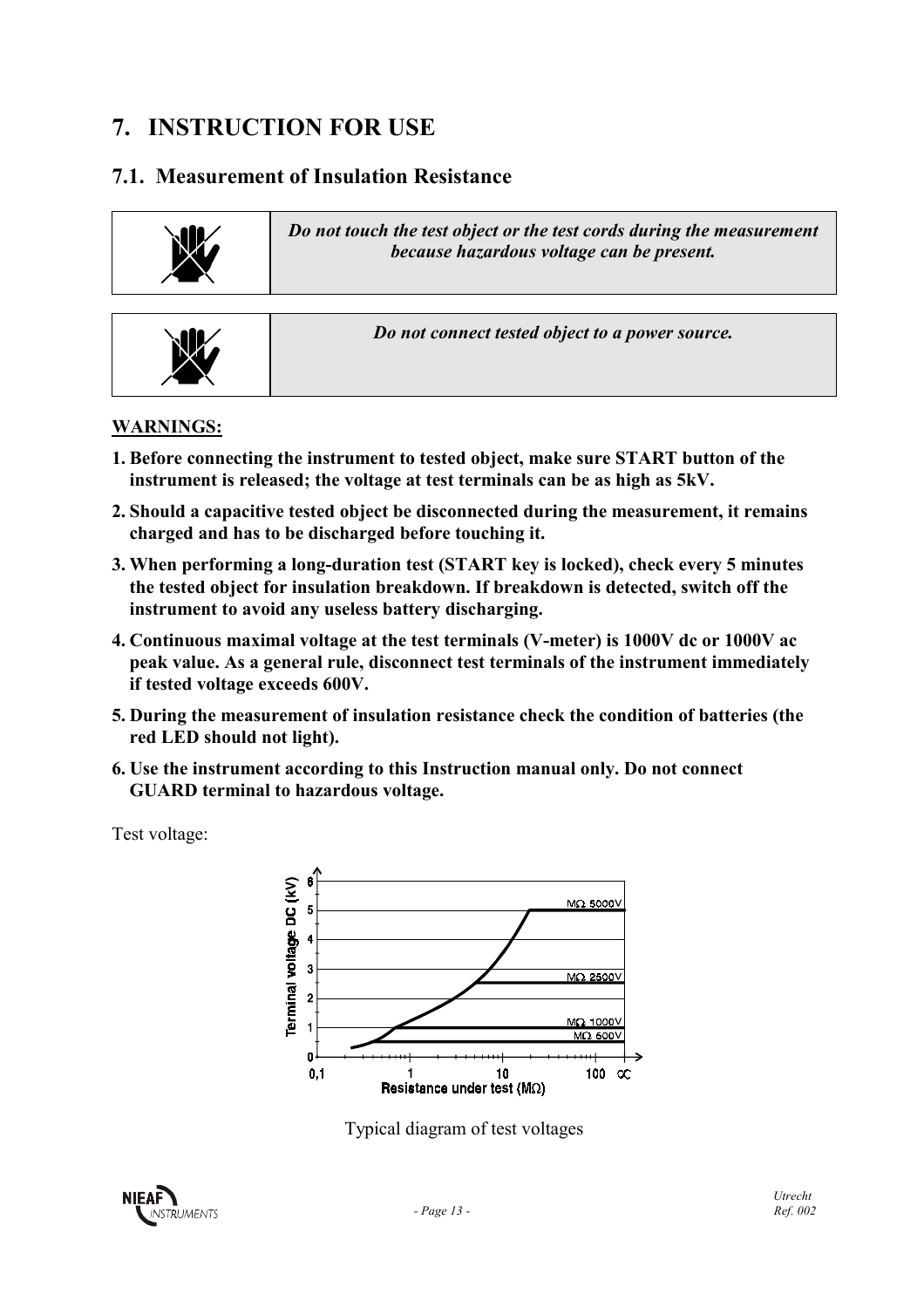# 7. INSTRUCTION FOR USE

## 7.1. Measurement of Insulation Resistance

| | |
|---|---|
| | ***Do not touch the test object or the test cords during the measurement because hazardous voltage can be present.*** |

| | |
|---|---|
| | ***Do not connect tested object to a power source.*** |

**WARNINGS:**

1. **Before connecting the instrument to tested object, make sure START button of the instrument is released; the voltage at test terminals can be as high as 5kV.**
2. **Should a capacitive tested object be disconnected during the measurement, it remains charged and has to be discharged before touching it.**
3. **When performing a long-duration test (START key is locked), check every 5 minutes the tested object for insulation breakdown. If breakdown is detected, switch off the instrument to avoid any useless battery discharging.**
4. **Continuous maximal voltage at the test terminals (V-meter) is 1000V dc or 1000V ac peak value. As a general rule, disconnect test terminals of the instrument immediately if tested voltage exceeds 600V.**
5. **During the measurement of insulation resistance check the condition of batteries (the red LED should not light).**
6. **Use the instrument according to this Instruction manual only. Do not connect GUARD terminal to hazardous voltage.**

Test voltage:

Terminal voltage DC (kV)

6
5
4
3
2
1
0

MΩ 5000V
MΩ 2500V
MΩ 1000V
MΩ 500V

0,1
1
10
100
∞

Resistance under test (MΩ)

Typical diagram of test voltages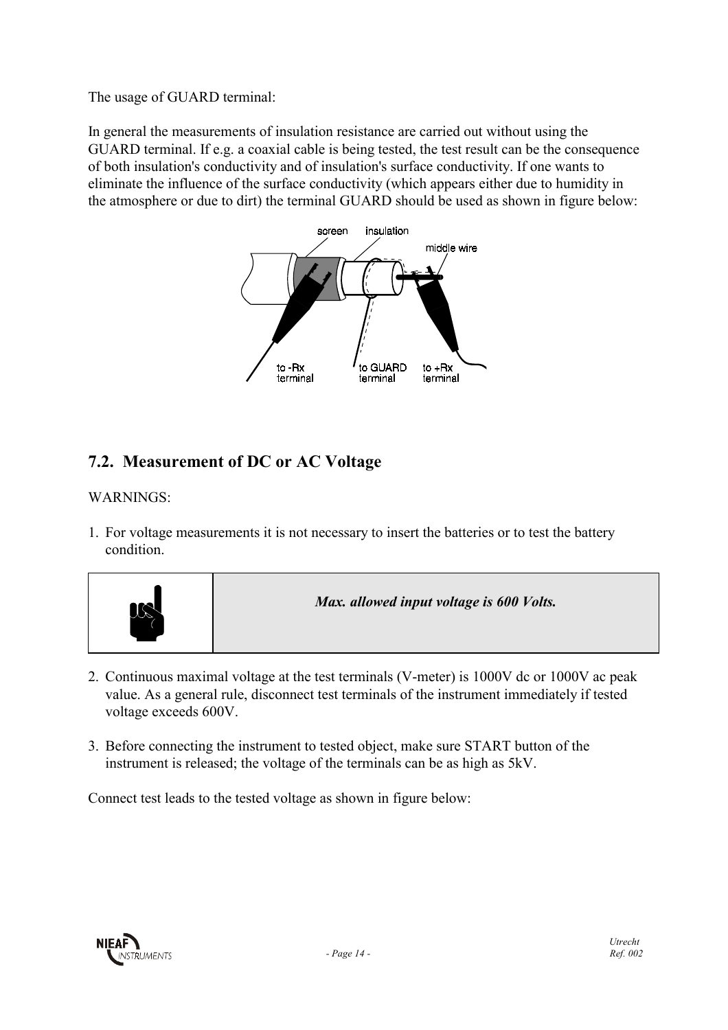The usage of GUARD terminal:

In general the measurements of insulation resistance are carried out without using the GUARD terminal. If e.g. a coaxial cable is being tested, the test result can be the consequence of both insulation's conductivity and of insulation's surface conductivity. If one wants to eliminate the influence of the surface conductivity (which appears either due to humidity in the atmosphere or due to dirt) the terminal GUARD should be used as shown in figure below:

screen
insulation
middle wire
to -Rx terminal
to GUARD terminal
to +Rx terminal

## 7.2. Measurement of DC or AC Voltage

WARNINGS:

1. For voltage measurements it is not necessary to insert the batteries or to test the battery condition.

| | |
|---|---|
| | ***Max. allowed input voltage is 600 Volts.*** |

2. Continuous maximal voltage at the test terminals (V-meter) is 1000V dc or 1000V ac peak value. As a general rule, disconnect test terminals of the instrument immediately if tested voltage exceeds 600V.

3. Before connecting the instrument to tested object, make sure START button of the instrument is released; the voltage of the terminals can be as high as 5kV.

Connect test leads to the tested voltage as shown in figure below: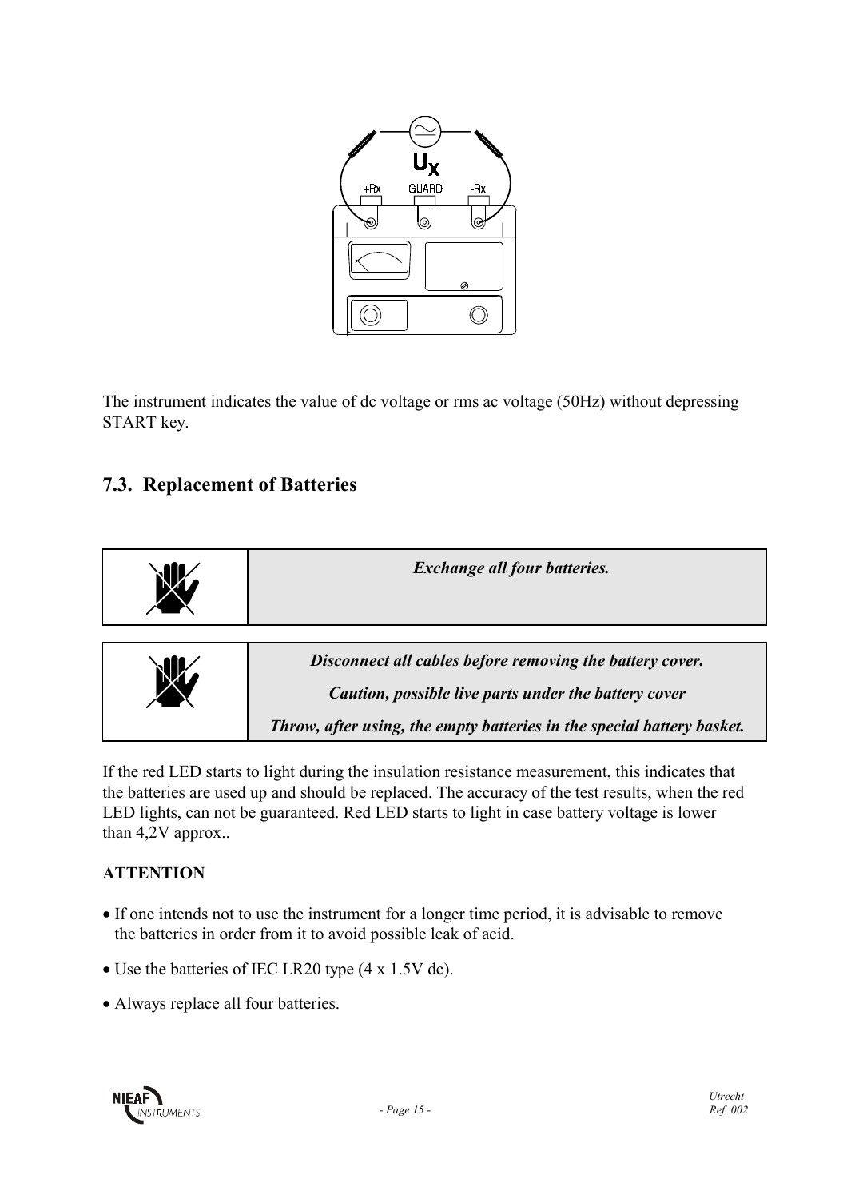The instrument indicates the value of dc voltage or rms ac voltage (50Hz) without depressing START key.

## 7.3. Replacement of Batteries

| | |
|---|---|
| | ***Exchange all four batteries.*** |

| | |
|---|---|
| | ***Disconnect all cables before removing the battery cover.*** ***Caution, possible live parts under the battery cover*** ***Throw, after using, the empty batteries in the special battery basket.*** |

If the red LED starts to light during the insulation resistance measurement, this indicates that the batteries are used up and should be replaced. The accuracy of the test results, when the red LED lights, can not be guaranteed. Red LED starts to light in case battery voltage is lower than 4,2V approx..

**ATTENTION**

- If one intends not to use the instrument for a longer time period, it is advisable to remove the batteries in order from it to avoid possible leak of acid.
- Use the batteries of IEC LR20 type (4 x 1.5V dc).
- Always replace all four batteries.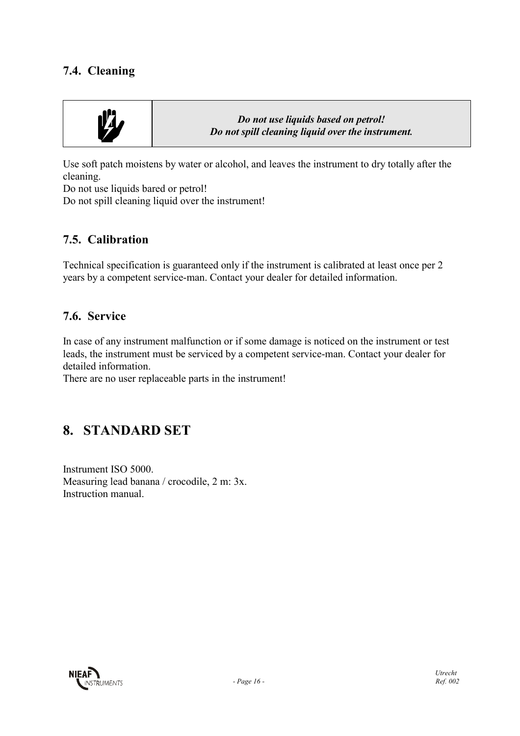## 7.4. Cleaning

| | |
|---|---|
| | ***Do not use liquids based on petrol!*** <br> ***Do not spill cleaning liquid over the instrument.*** |

Use soft patch moistens by water or alcohol, and leaves the instrument to dry totally after the cleaning.
Do not use liquids bared or petrol!
Do not spill cleaning liquid over the instrument!

## 7.5. Calibration

Technical specification is guaranteed only if the instrument is calibrated at least once per 2 years by a competent service-man. Contact your dealer for detailed information.

## 7.6. Service

In case of any instrument malfunction or if some damage is noticed on the instrument or test leads, the instrument must be serviced by a competent service-man. Contact your dealer for detailed information.
There are no user replaceable parts in the instrument!

# 8. STANDARD SET

Instrument ISO 5000.
Measuring lead banana / crocodile, 2 m: 3x.
Instruction manual.